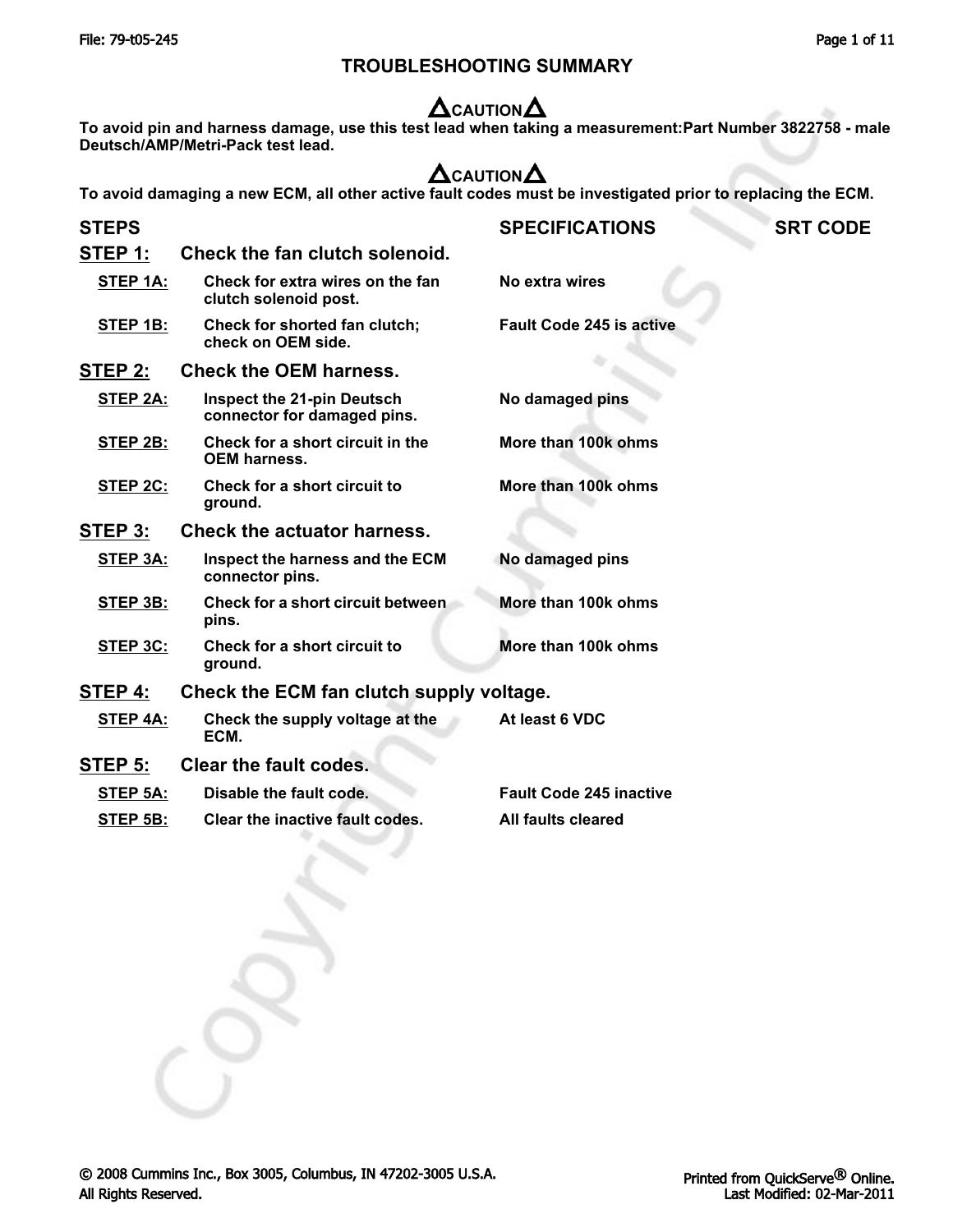# TROUBLESHOOTING SUMMARY

**⚠CAUTION⚠**

**To avoid pin and harness damage, use this test lead when taking a measurement:Part Number 3822758 - male Deutsch/AMP/Metri-Pack test lead.**

**⚠CAUTION⚠**

**To avoid damaging a new ECM, all other active fault codes must be investigated prior to replacing the ECM.**

| STEPS | | SPECIFICATIONS | SRT CODE |
|---|---|---|---|
| **STEP 1:** | **Check the fan clutch solenoid.** | | |
| STEP 1A: | Check for extra wires on the fan clutch solenoid post. | No extra wires | |
| STEP 1B: | Check for shorted fan clutch; check on OEM side. | Fault Code 245 is active | |
| **STEP 2:** | **Check the OEM harness.** | | |
| STEP 2A: | Inspect the 21-pin Deutsch connector for damaged pins. | No damaged pins | |
| STEP 2B: | Check for a short circuit in the OEM harness. | More than 100k ohms | |
| STEP 2C: | Check for a short circuit to ground. | More than 100k ohms | |
| **STEP 3:** | **Check the actuator harness.** | | |
| STEP 3A: | Inspect the harness and the ECM connector pins. | No damaged pins | |
| STEP 3B: | Check for a short circuit between pins. | More than 100k ohms | |
| STEP 3C: | Check for a short circuit to ground. | More than 100k ohms | |
| **STEP 4:** | **Check the ECM fan clutch supply voltage.** | | |
| STEP 4A: | Check the supply voltage at the ECM. | At least 6 VDC | |
| **STEP 5:** | **Clear the fault codes.** | | |
| STEP 5A: | Disable the fault code. | Fault Code 245 inactive | |
| STEP 5B: | Clear the inactive fault codes. | All faults cleared | |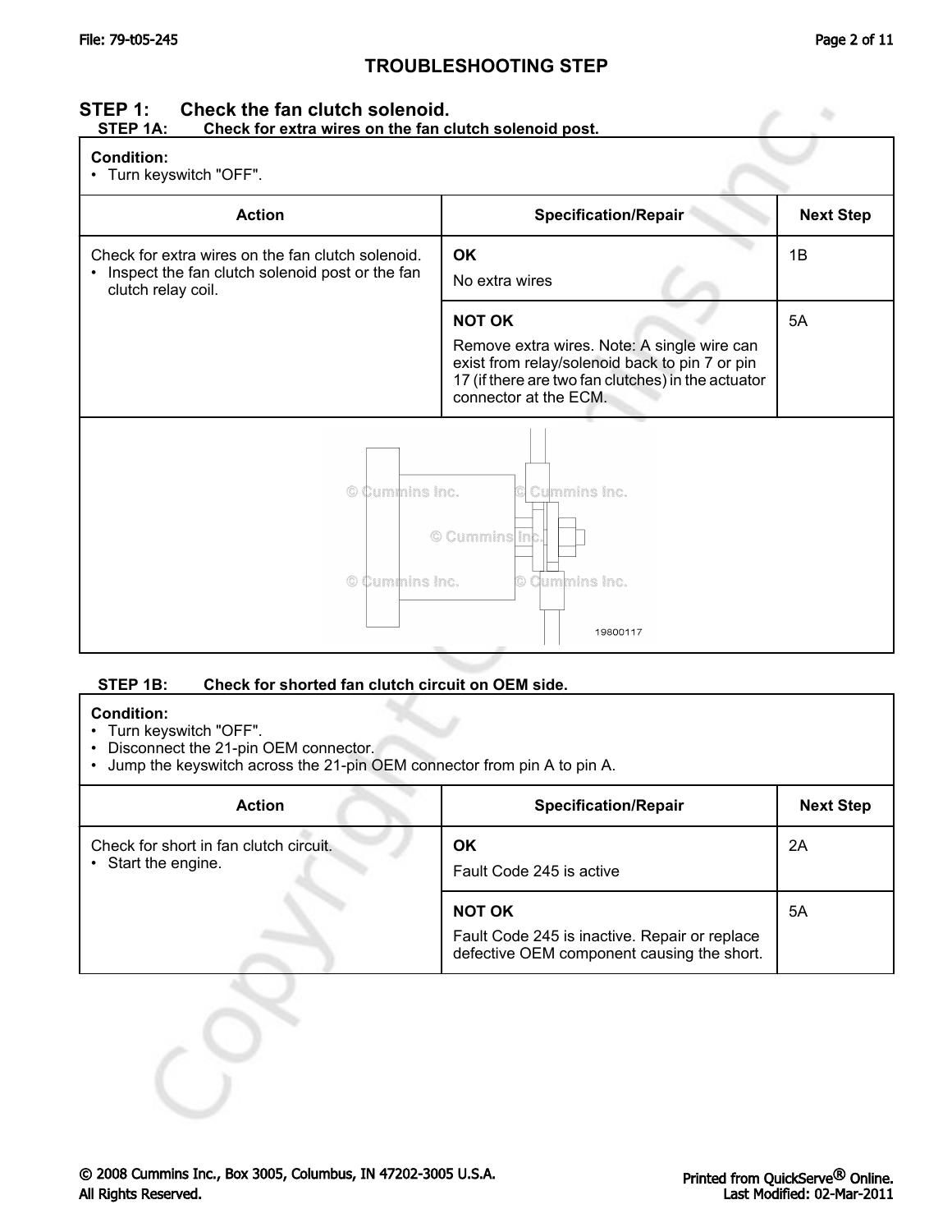# TROUBLESHOOTING STEP

## STEP 1: Check the fan clutch solenoid.

### STEP 1A: Check for extra wires on the fan clutch solenoid post.

**Condition:**
- Turn keyswitch "OFF".

| Action | Specification/Repair | Next Step |
|---|---|---|
| Check for extra wires on the fan clutch solenoid.<br>• Inspect the fan clutch solenoid post or the fan clutch relay coil. | **OK**<br>No extra wires | 1B |
| | **NOT OK**<br>Remove extra wires. Note: A single wire can exist from relay/solenoid back to pin 7 or pin 17 (if there are two fan clutches) in the actuator connector at the ECM. | 5A |

19800117

### STEP 1B: Check for shorted fan clutch circuit on OEM side.

**Condition:**
- Turn keyswitch "OFF".
- Disconnect the 21-pin OEM connector.
- Jump the keyswitch across the 21-pin OEM connector from pin A to pin A.

| Action | Specification/Repair | Next Step |
|---|---|---|
| Check for short in fan clutch circuit.<br>• Start the engine. | **OK**<br>Fault Code 245 is active | 2A |
| | **NOT OK**<br>Fault Code 245 is inactive. Repair or replace defective OEM component causing the short. | 5A |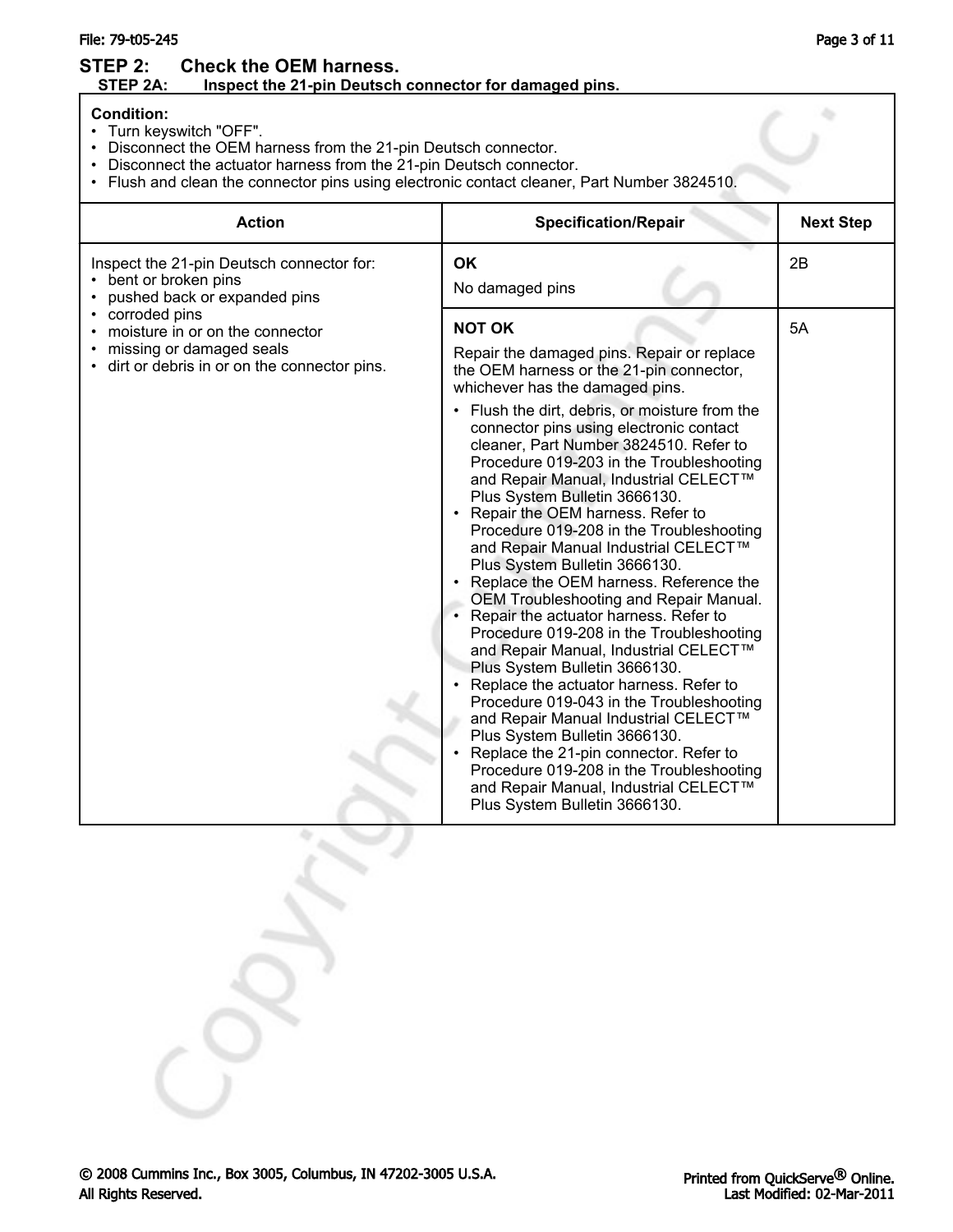## STEP 2: Check the OEM harness.

### STEP 2A: Inspect the 21-pin Deutsch connector for damaged pins.

**Condition:**

- Turn keyswitch "OFF".
- Disconnect the OEM harness from the 21-pin Deutsch connector.
- Disconnect the actuator harness from the 21-pin Deutsch connector.
- Flush and clean the connector pins using electronic contact cleaner, Part Number 3824510.

| Action | Specification/Repair | Next Step |
| --- | --- | --- |
| Inspect the 21-pin Deutsch connector for:<br>• bent or broken pins<br>• pushed back or expanded pins<br>• corroded pins<br>• moisture in or on the connector<br>• missing or damaged seals<br>• dirt or debris in or on the connector pins. | **OK**<br>No damaged pins | 2B |
| | **NOT OK**<br>Repair the damaged pins. Repair or replace the OEM harness or the 21-pin connector, whichever has the damaged pins.<br>• Flush the dirt, debris, or moisture from the connector pins using electronic contact cleaner, Part Number 3824510. Refer to Procedure 019-203 in the Troubleshooting and Repair Manual, Industrial CELECT™ Plus System Bulletin 3666130.<br>• Repair the OEM harness. Refer to Procedure 019-208 in the Troubleshooting and Repair Manual Industrial CELECT™ Plus System Bulletin 3666130.<br>• Replace the OEM harness. Reference the OEM Troubleshooting and Repair Manual.<br>• Repair the actuator harness. Refer to Procedure 019-208 in the Troubleshooting and Repair Manual, Industrial CELECT™ Plus System Bulletin 3666130.<br>• Replace the actuator harness. Refer to Procedure 019-043 in the Troubleshooting and Repair Manual Industrial CELECT™ Plus System Bulletin 3666130.<br>• Replace the 21-pin connector. Refer to Procedure 019-208 in the Troubleshooting and Repair Manual, Industrial CELECT™ Plus System Bulletin 3666130. | 5A |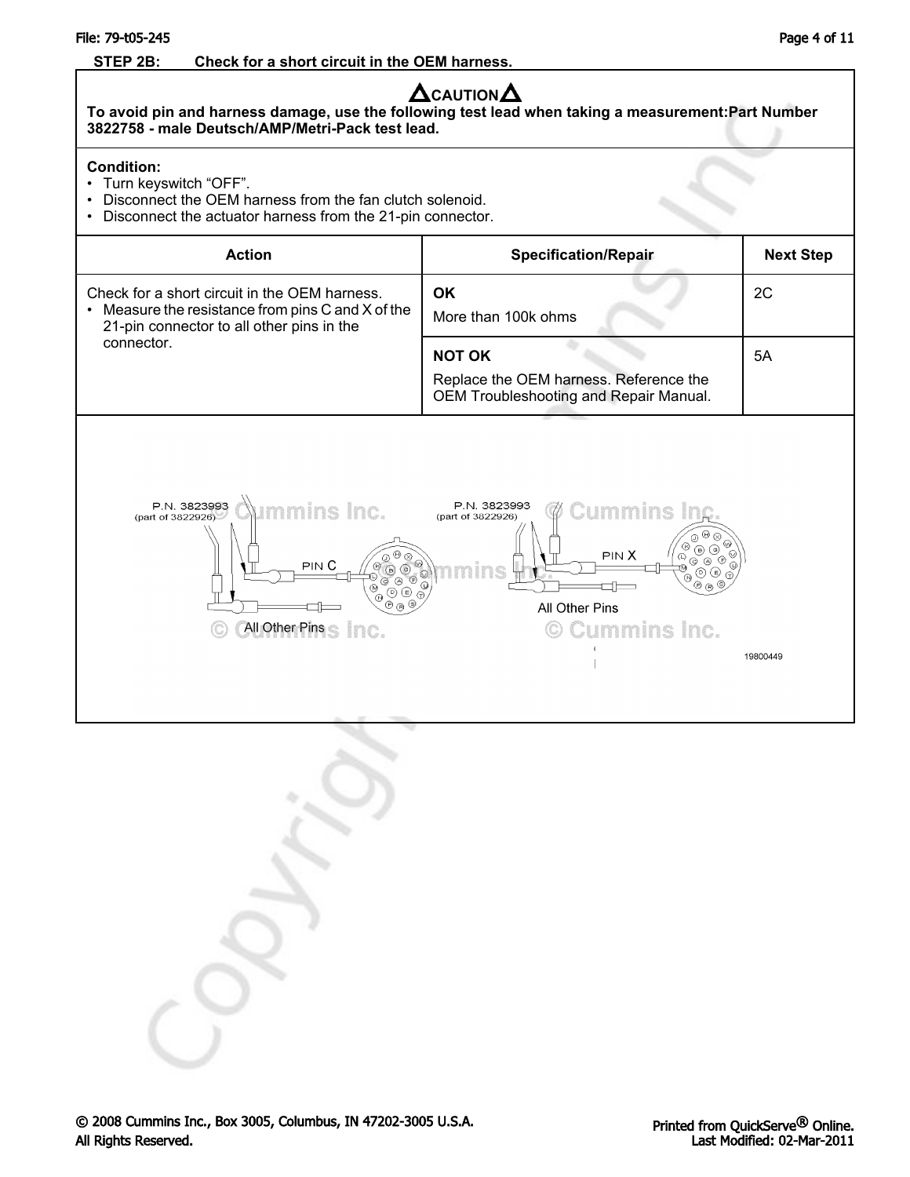**STEP 2B: Check for a short circuit in the OEM harness.**

**CAUTION**

**To avoid pin and harness damage, use the following test lead when taking a measurement:Part Number 3822758 - male Deutsch/AMP/Metri-Pack test lead.**

**Condition:**

- Turn keyswitch “OFF”.
- Disconnect the OEM harness from the fan clutch solenoid.
- Disconnect the actuator harness from the 21-pin connector.

| Action | Specification/Repair | Next Step |
|---|---|---|
| Check for a short circuit in the OEM harness. <br>• Measure the resistance from pins C and X of the 21-pin connector to all other pins in the connector. | **OK** <br>More than 100k ohms | 2C |
| | **NOT OK** <br>Replace the OEM harness. Reference the OEM Troubleshooting and Repair Manual. | 5A |

P.N. 3823993 (part of 3822926) PIN C All Other Pins

P.N. 3823993 (part of 3822926) PIN X All Other Pins

19800449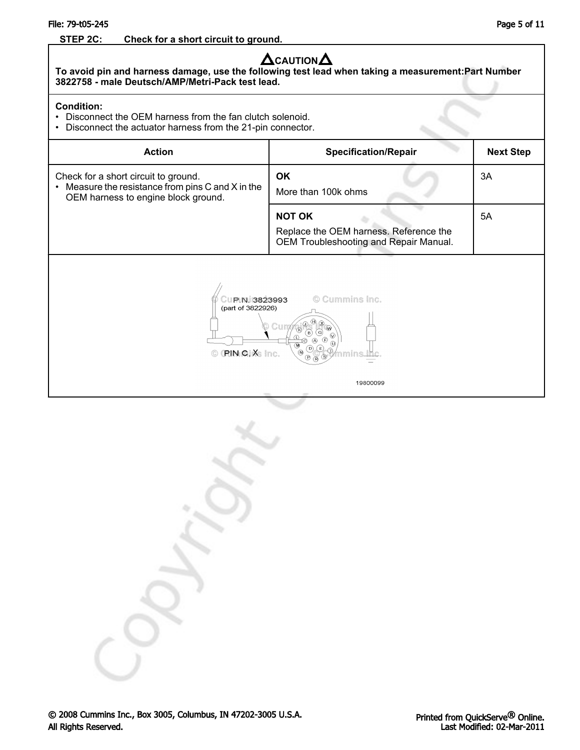**STEP 2C: Check for a short circuit to ground.**

| **CAUTION** | | |
|---|---|---|
| **To avoid pin and harness damage, use the following test lead when taking a measurement:Part Number 3822758 - male Deutsch/AMP/Metri-Pack test lead.** | | |
| **Condition:**<br>• Disconnect the OEM harness from the fan clutch solenoid.<br>• Disconnect the actuator harness from the 21-pin connector. | | |
| **Action** | **Specification/Repair** | **Next Step** |
| Check for a short circuit to ground.<br>• Measure the resistance from pins C and X in the OEM harness to engine block ground. | **OK**<br>More than 100k ohms | 3A |
| | **NOT OK**<br>Replace the OEM harness. Reference the OEM Troubleshooting and Repair Manual. | 5A |

P.N. 3823993 (part of 3822926)

PIN C, X

19800099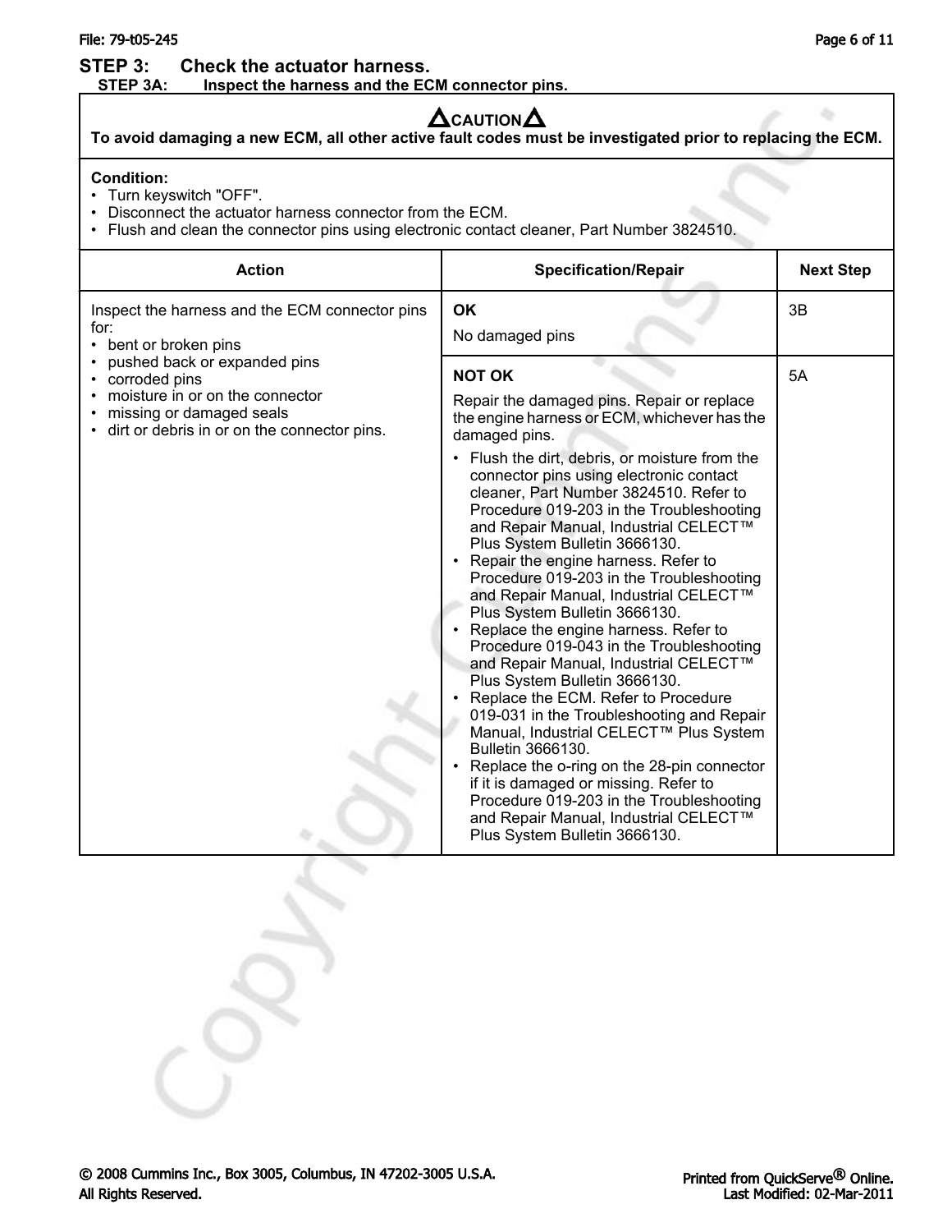## STEP 3: Check the actuator harness.

### STEP 3A: Inspect the harness and the ECM connector pins.

**⚠CAUTION⚠**

**To avoid damaging a new ECM, all other active fault codes must be investigated prior to replacing the ECM.**

**Condition:**

- Turn keyswitch "OFF".
- Disconnect the actuator harness connector from the ECM.
- Flush and clean the connector pins using electronic contact cleaner, Part Number 3824510.

| Action | Specification/Repair | Next Step |
|---|---|---|
| Inspect the harness and the ECM connector pins for:<br>• bent or broken pins<br>• pushed back or expanded pins<br>• corroded pins<br>• moisture in or on the connector<br>• missing or damaged seals<br>• dirt or debris in or on the connector pins. | **OK**<br>No damaged pins | 3B |
| | **NOT OK**<br>Repair the damaged pins. Repair or replace the engine harness or ECM, whichever has the damaged pins.<br>• Flush the dirt, debris, or moisture from the connector pins using electronic contact cleaner, Part Number 3824510. Refer to Procedure 019-203 in the Troubleshooting and Repair Manual, Industrial CELECT™ Plus System Bulletin 3666130.<br>• Repair the engine harness. Refer to Procedure 019-203 in the Troubleshooting and Repair Manual, Industrial CELECT™ Plus System Bulletin 3666130.<br>• Replace the engine harness. Refer to Procedure 019-043 in the Troubleshooting and Repair Manual, Industrial CELECT™ Plus System Bulletin 3666130.<br>• Replace the ECM. Refer to Procedure 019-031 in the Troubleshooting and Repair Manual, Industrial CELECT™ Plus System Bulletin 3666130.<br>• Replace the o-ring on the 28-pin connector if it is damaged or missing. Refer to Procedure 019-203 in the Troubleshooting and Repair Manual, Industrial CELECT™ Plus System Bulletin 3666130. | 5A |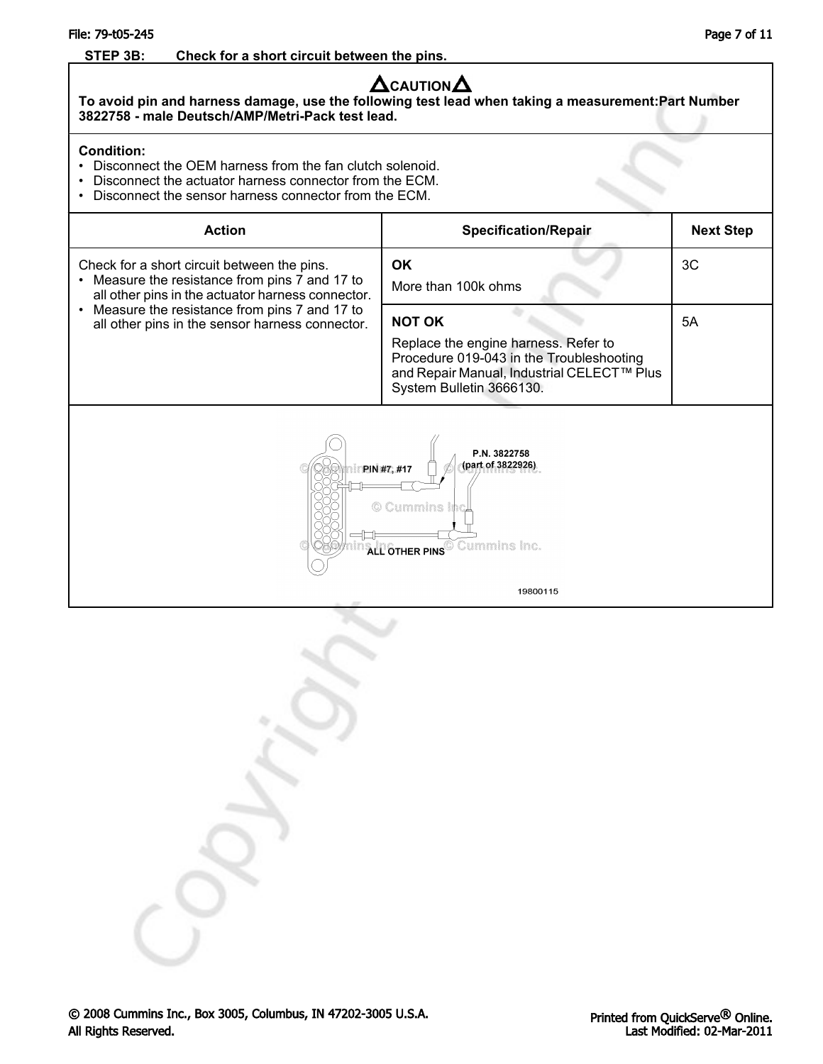**STEP 3B: Check for a short circuit between the pins.**

**⚠CAUTION⚠**

**To avoid pin and harness damage, use the following test lead when taking a measurement:Part Number 3822758 - male Deutsch/AMP/Metri-Pack test lead.**

**Condition:**

- Disconnect the OEM harness from the fan clutch solenoid.
- Disconnect the actuator harness connector from the ECM.
- Disconnect the sensor harness connector from the ECM.

| Action | Specification/Repair | Next Step |
|---|---|---|
| Check for a short circuit between the pins.<br>• Measure the resistance from pins 7 and 17 to all other pins in the actuator harness connector.<br>• Measure the resistance from pins 7 and 17 to all other pins in the sensor harness connector. | **OK**<br>More than 100k ohms | 3C |
| | **NOT OK**<br>Replace the engine harness. Refer to Procedure 019-043 in the Troubleshooting and Repair Manual, Industrial CELECT™ Plus System Bulletin 3666130. | 5A |

PIN #7, #17

P.N. 3822758 (part of 3822926)

ALL OTHER PINS

19800115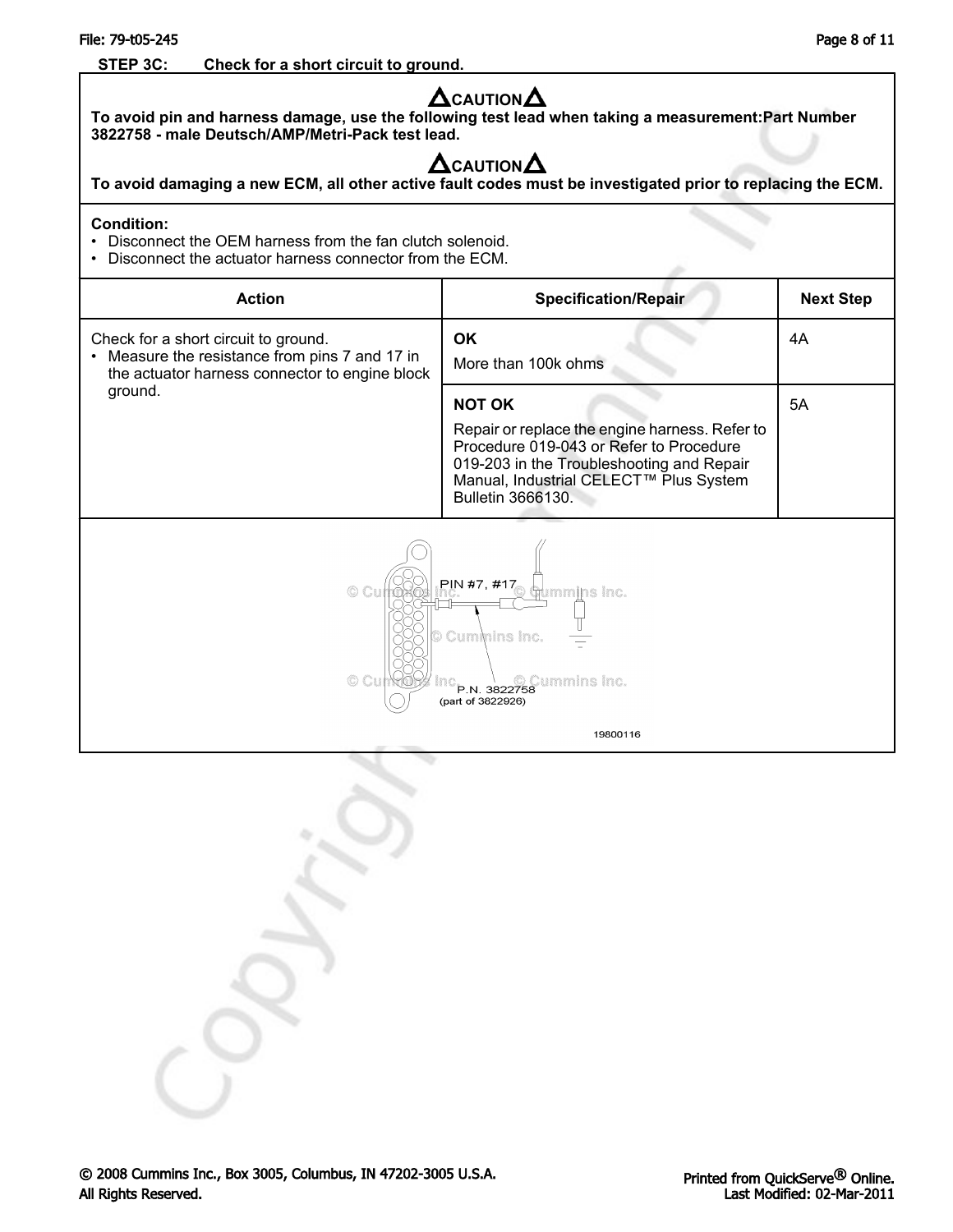**STEP 3C: Check for a short circuit to ground.**

| **⚠CAUTION⚠** |
|---|
| **To avoid pin and harness damage, use the following test lead when taking a measurement:Part Number 3822758 - male Deutsch/AMP/Metri-Pack test lead.** |
| **⚠CAUTION⚠** |
| **To avoid damaging a new ECM, all other active fault codes must be investigated prior to replacing the ECM.** |

**Condition:**

- Disconnect the OEM harness from the fan clutch solenoid.
- Disconnect the actuator harness connector from the ECM.

| Action | Specification/Repair | Next Step |
|---|---|---|
| Check for a short circuit to ground.<br>• Measure the resistance from pins 7 and 17 in the actuator harness connector to engine block ground. | **OK**<br>More than 100k ohms | 4A |
| | **NOT OK**<br>Repair or replace the engine harness. Refer to Procedure 019-043 or Refer to Procedure 019-203 in the Troubleshooting and Repair Manual, Industrial CELECT™ Plus System Bulletin 3666130. | 5A |

PIN #7, #17

P.N. 3822758 (part of 3822926)

19800116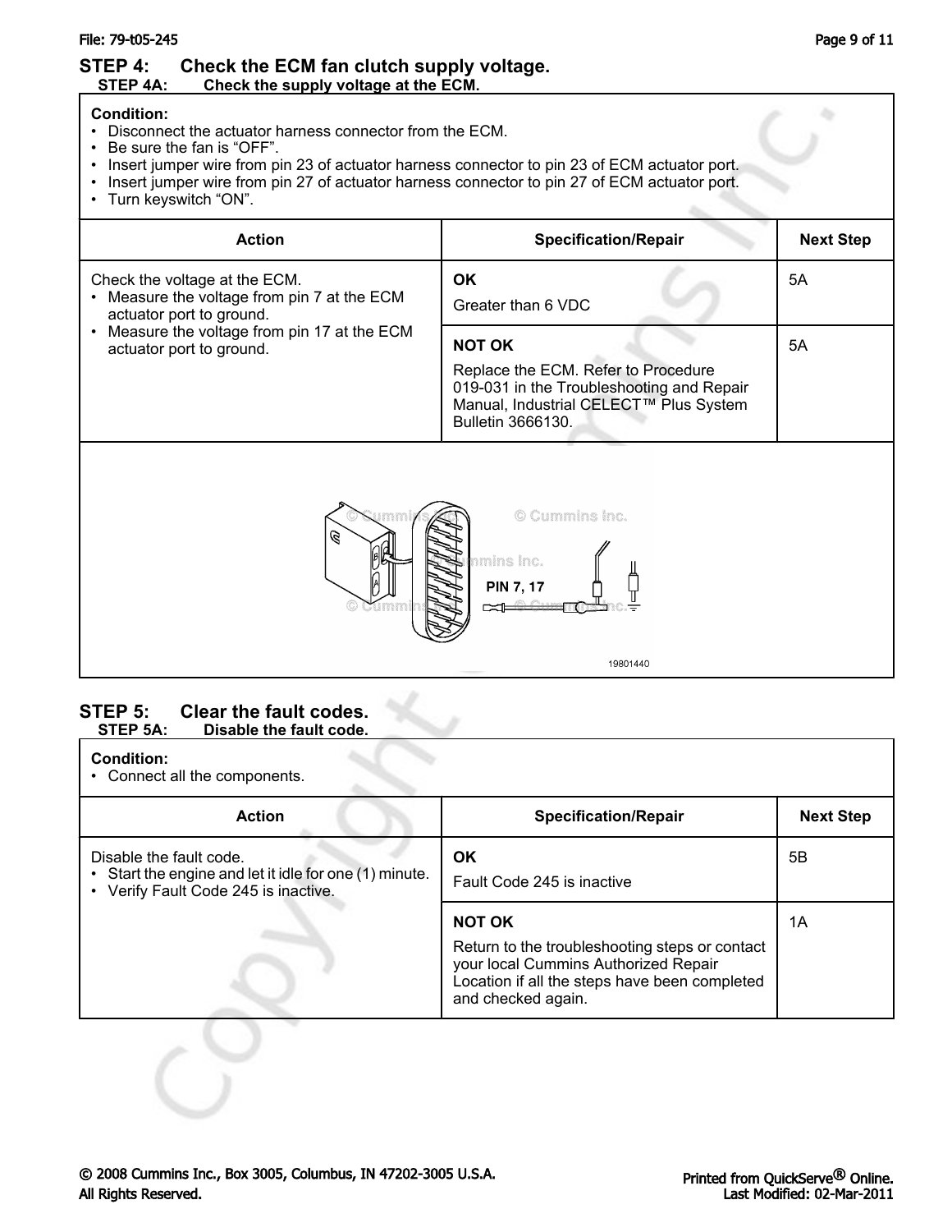## STEP 4: Check the ECM fan clutch supply voltage.

### STEP 4A: Check the supply voltage at the ECM.

| Condition: | | |
|---|---|---|
| • Disconnect the actuator harness connector from the ECM.<br>• Be sure the fan is “OFF”.<br>• Insert jumper wire from pin 23 of actuator harness connector to pin 23 of ECM actuator port.<br>• Insert jumper wire from pin 27 of actuator harness connector to pin 27 of ECM actuator port.<br>• Turn keyswitch “ON”. | | |
| **Action** | **Specification/Repair** | **Next Step** |
| Check the voltage at the ECM.<br>• Measure the voltage from pin 7 at the ECM actuator port to ground.<br>• Measure the voltage from pin 17 at the ECM actuator port to ground. | **OK**<br>Greater than 6 VDC | 5A |
| | **NOT OK**<br>Replace the ECM. Refer to Procedure 019-031 in the Troubleshooting and Repair Manual, Industrial CELECT™ Plus System Bulletin 3666130. | 5A |

PIN 7, 17

19801440

## STEP 5: Clear the fault codes.

### STEP 5A: Disable the fault code.

| Condition: | | |
|---|---|---|
| • Connect all the components. | | |
| **Action** | **Specification/Repair** | **Next Step** |
| Disable the fault code.<br>• Start the engine and let it idle for one (1) minute.<br>• Verify Fault Code 245 is inactive. | **OK**<br>Fault Code 245 is inactive | 5B |
| | **NOT OK**<br>Return to the troubleshooting steps or contact your local Cummins Authorized Repair Location if all the steps have been completed and checked again. | 1A |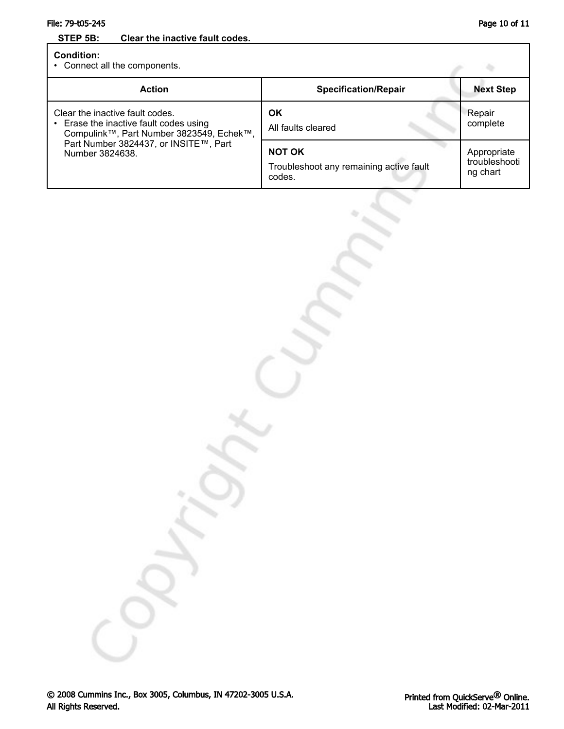**STEP 5B: Clear the inactive fault codes.**

| | | |
|---|---|---|
| **Condition:**<br>• Connect all the components. | | |
| **Action** | **Specification/Repair** | **Next Step** |
| Clear the inactive fault codes.<br>• Erase the inactive fault codes using Compulink™, Part Number 3823549, Echek™, Part Number 3824437, or INSITE™, Part Number 3824638. | **OK**<br>All faults cleared | Repair complete |
| | **NOT OK**<br>Troubleshoot any remaining active fault codes. | Appropriate troubleshooting chart |

© 2008 Cummins Inc., Box 3005, Columbus, IN 47202-3005 U.S.A.
All Rights Reserved.